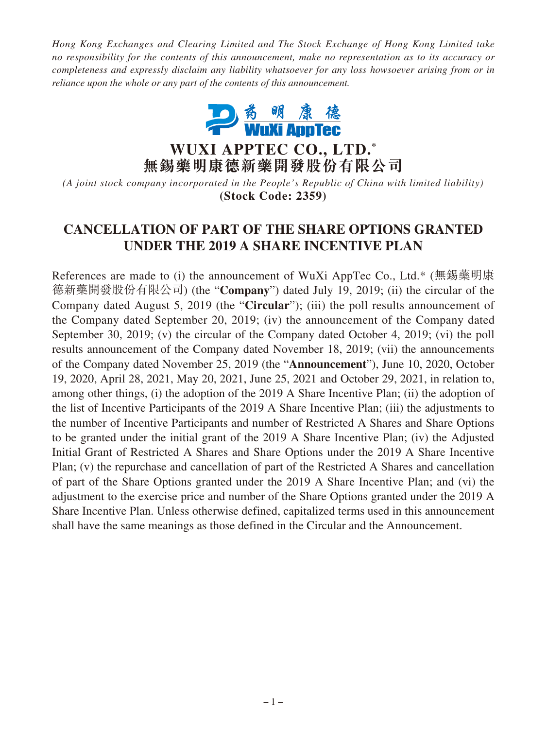*Hong Kong Exchanges and Clearing Limited and The Stock Exchange of Hong Kong Limited take no responsibility for the contents of this announcement, make no representation as to its accuracy or completeness and expressly disclaim any liability whatsoever for any loss howsoever arising from or in reliance upon the whole or any part of the contents of this announcement.*

# WUXI APPTEC CO., LTD.*
# 無錫藥明康德新藥開發股份有限公司

*(A joint stock company incorporated in the People's Republic of China with limited liability)*
**(Stock Code: 2359)**

## CANCELLATION OF PART OF THE SHARE OPTIONS GRANTED UNDER THE 2019 A SHARE INCENTIVE PLAN

References are made to (i) the announcement of WuXi AppTec Co., Ltd.* (無錫藥明康德新藥開發股份有限公司) (the "**Company**") dated July 19, 2019; (ii) the circular of the Company dated August 5, 2019 (the "**Circular**"); (iii) the poll results announcement of the Company dated September 20, 2019; (iv) the announcement of the Company dated September 30, 2019; (v) the circular of the Company dated October 4, 2019; (vi) the poll results announcement of the Company dated November 18, 2019; (vii) the announcements of the Company dated November 25, 2019 (the "**Announcement**"), June 10, 2020, October 19, 2020, April 28, 2021, May 20, 2021, June 25, 2021 and October 29, 2021, in relation to, among other things, (i) the adoption of the 2019 A Share Incentive Plan; (ii) the adoption of the list of Incentive Participants of the 2019 A Share Incentive Plan; (iii) the adjustments to the number of Incentive Participants and number of Restricted A Shares and Share Options to be granted under the initial grant of the 2019 A Share Incentive Plan; (iv) the Adjusted Initial Grant of Restricted A Shares and Share Options under the 2019 A Share Incentive Plan; (v) the repurchase and cancellation of part of the Restricted A Shares and cancellation of part of the Share Options granted under the 2019 A Share Incentive Plan; and (vi) the adjustment to the exercise price and number of the Share Options granted under the 2019 A Share Incentive Plan. Unless otherwise defined, capitalized terms used in this announcement shall have the same meanings as those defined in the Circular and the Announcement.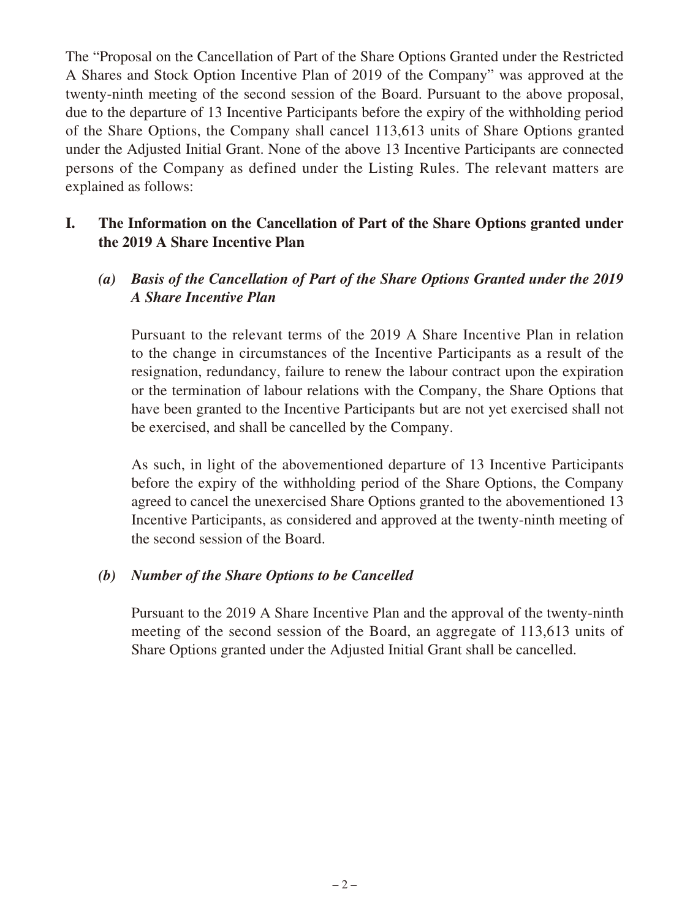The "Proposal on the Cancellation of Part of the Share Options Granted under the Restricted A Shares and Stock Option Incentive Plan of 2019 of the Company" was approved at the twenty-ninth meeting of the second session of the Board. Pursuant to the above proposal, due to the departure of 13 Incentive Participants before the expiry of the withholding period of the Share Options, the Company shall cancel 113,613 units of Share Options granted under the Adjusted Initial Grant. None of the above 13 Incentive Participants are connected persons of the Company as defined under the Listing Rules. The relevant matters are explained as follows:

## I. The Information on the Cancellation of Part of the Share Options granted under the 2019 A Share Incentive Plan

### *(a) Basis of the Cancellation of Part of the Share Options Granted under the 2019 A Share Incentive Plan*

Pursuant to the relevant terms of the 2019 A Share Incentive Plan in relation to the change in circumstances of the Incentive Participants as a result of the resignation, redundancy, failure to renew the labour contract upon the expiration or the termination of labour relations with the Company, the Share Options that have been granted to the Incentive Participants but are not yet exercised shall not be exercised, and shall be cancelled by the Company.

As such, in light of the abovementioned departure of 13 Incentive Participants before the expiry of the withholding period of the Share Options, the Company agreed to cancel the unexercised Share Options granted to the abovementioned 13 Incentive Participants, as considered and approved at the twenty-ninth meeting of the second session of the Board.

### *(b) Number of the Share Options to be Cancelled*

Pursuant to the 2019 A Share Incentive Plan and the approval of the twenty-ninth meeting of the second session of the Board, an aggregate of 113,613 units of Share Options granted under the Adjusted Initial Grant shall be cancelled.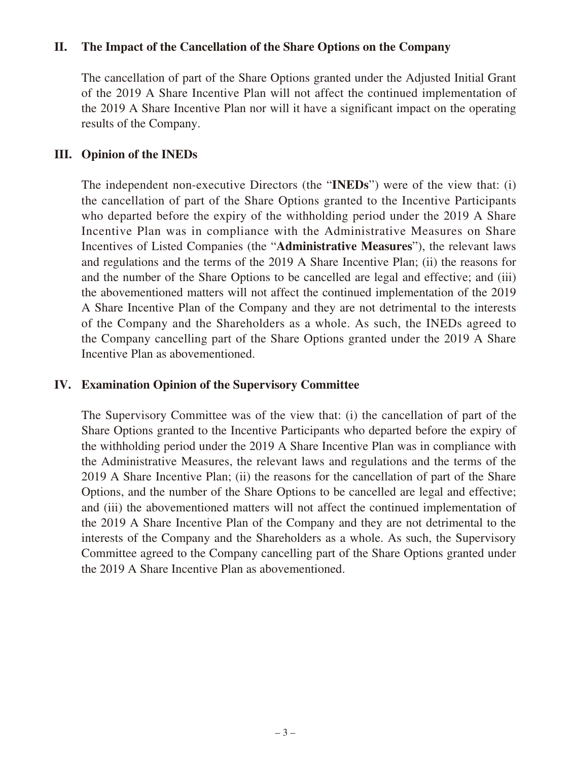## II. The Impact of the Cancellation of the Share Options on the Company

The cancellation of part of the Share Options granted under the Adjusted Initial Grant of the 2019 A Share Incentive Plan will not affect the continued implementation of the 2019 A Share Incentive Plan nor will it have a significant impact on the operating results of the Company.

## III. Opinion of the INEDs

The independent non-executive Directors (the "**INEDs**") were of the view that: (i) the cancellation of part of the Share Options granted to the Incentive Participants who departed before the expiry of the withholding period under the 2019 A Share Incentive Plan was in compliance with the Administrative Measures on Share Incentives of Listed Companies (the "**Administrative Measures**"), the relevant laws and regulations and the terms of the 2019 A Share Incentive Plan; (ii) the reasons for and the number of the Share Options to be cancelled are legal and effective; and (iii) the abovementioned matters will not affect the continued implementation of the 2019 A Share Incentive Plan of the Company and they are not detrimental to the interests of the Company and the Shareholders as a whole. As such, the INEDs agreed to the Company cancelling part of the Share Options granted under the 2019 A Share Incentive Plan as abovementioned.

## IV. Examination Opinion of the Supervisory Committee

The Supervisory Committee was of the view that: (i) the cancellation of part of the Share Options granted to the Incentive Participants who departed before the expiry of the withholding period under the 2019 A Share Incentive Plan was in compliance with the Administrative Measures, the relevant laws and regulations and the terms of the 2019 A Share Incentive Plan; (ii) the reasons for the cancellation of part of the Share Options, and the number of the Share Options to be cancelled are legal and effective; and (iii) the abovementioned matters will not affect the continued implementation of the 2019 A Share Incentive Plan of the Company and they are not detrimental to the interests of the Company and the Shareholders as a whole. As such, the Supervisory Committee agreed to the Company cancelling part of the Share Options granted under the 2019 A Share Incentive Plan as abovementioned.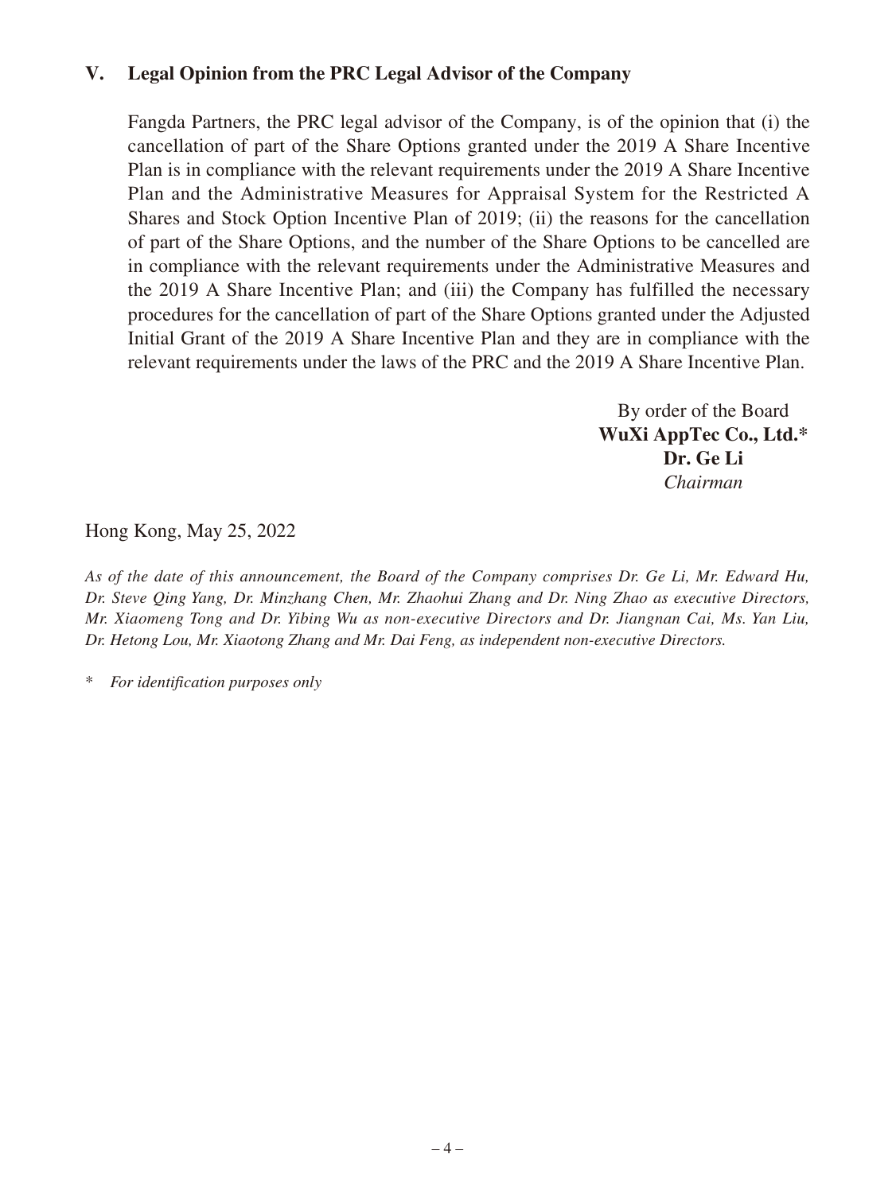## V. Legal Opinion from the PRC Legal Advisor of the Company

Fangda Partners, the PRC legal advisor of the Company, is of the opinion that (i) the cancellation of part of the Share Options granted under the 2019 A Share Incentive Plan is in compliance with the relevant requirements under the 2019 A Share Incentive Plan and the Administrative Measures for Appraisal System for the Restricted A Shares and Stock Option Incentive Plan of 2019; (ii) the reasons for the cancellation of part of the Share Options, and the number of the Share Options to be cancelled are in compliance with the relevant requirements under the Administrative Measures and the 2019 A Share Incentive Plan; and (iii) the Company has fulfilled the necessary procedures for the cancellation of part of the Share Options granted under the Adjusted Initial Grant of the 2019 A Share Incentive Plan and they are in compliance with the relevant requirements under the laws of the PRC and the 2019 A Share Incentive Plan.

By order of the Board
**WuXi AppTec Co., Ltd.***
**Dr. Ge Li**
*Chairman*

Hong Kong, May 25, 2022

*As of the date of this announcement, the Board of the Company comprises Dr. Ge Li, Mr. Edward Hu, Dr. Steve Qing Yang, Dr. Minzhang Chen, Mr. Zhaohui Zhang and Dr. Ning Zhao as executive Directors, Mr. Xiaomeng Tong and Dr. Yibing Wu as non-executive Directors and Dr. Jiangnan Cai, Ms. Yan Liu, Dr. Hetong Lou, Mr. Xiaotong Zhang and Mr. Dai Feng, as independent non-executive Directors.*

\* *For identification purposes only*